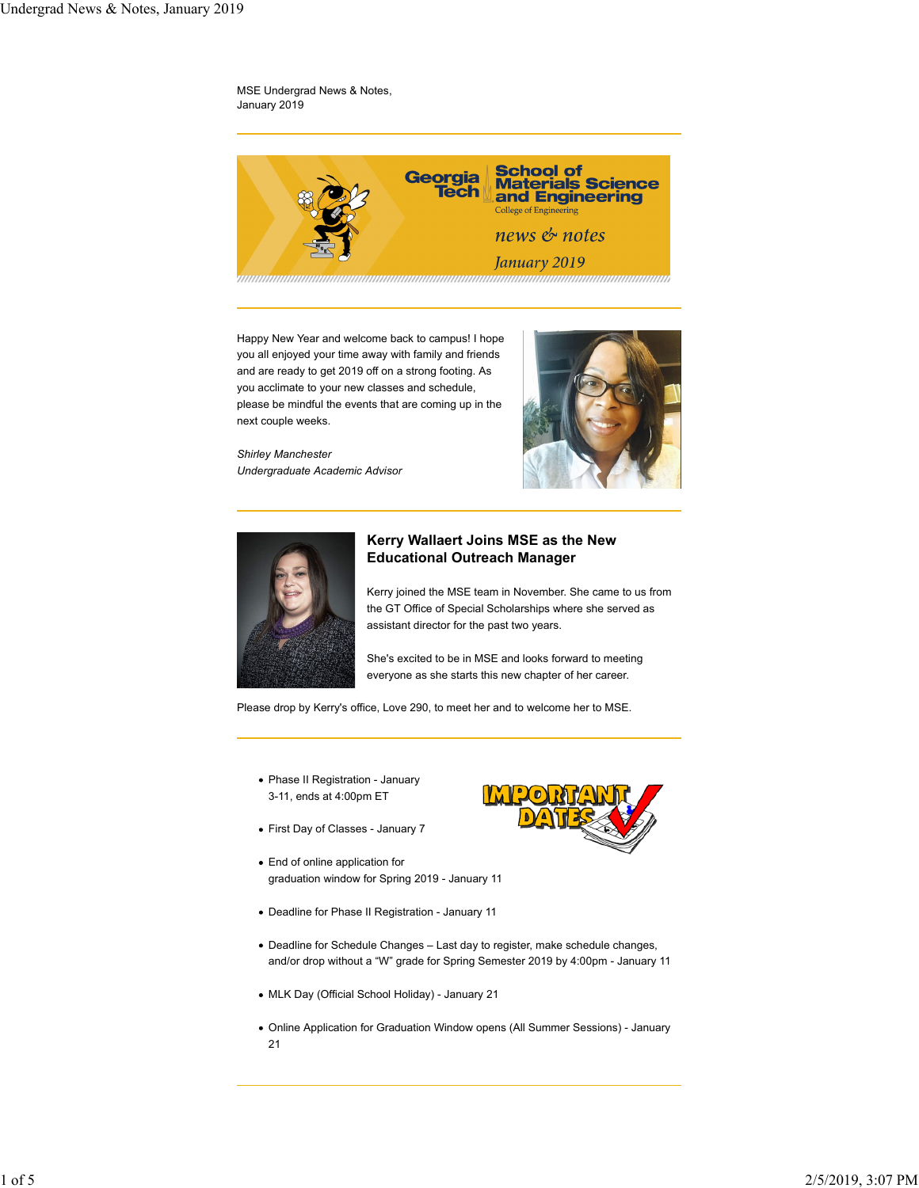MSE Undergrad News & Notes, January 2019

Happy New Year and welcome back to campus! I hope you all enjoyed your time away with family and friends and are ready to get 2019 off on a strong footing. As you acclimate to your new classes and schedule, please be mindful the events that are coming up in the next couple weeks.

*Shirley Manchester*
*Undergraduate Academic Advisor*

## Kerry Wallaert Joins MSE as the New Educational Outreach Manager

Kerry joined the MSE team in November. She came to us from the GT Office of Special Scholarships where she served as assistant director for the past two years.

She's excited to be in MSE and looks forward to meeting everyone as she starts this new chapter of her career.

Please drop by Kerry's office, Love 290, to meet her and to welcome her to MSE.

- Phase II Registration - January 3-11, ends at 4:00pm ET
- First Day of Classes - January 7
- End of online application for graduation window for Spring 2019 - January 11
- Deadline for Phase II Registration - January 11
- Deadline for Schedule Changes – Last day to register, make schedule changes, and/or drop without a “W” grade for Spring Semester 2019 by 4:00pm - January 11
- MLK Day (Official School Holiday) - January 21
- Online Application for Graduation Window opens (All Summer Sessions) - January 21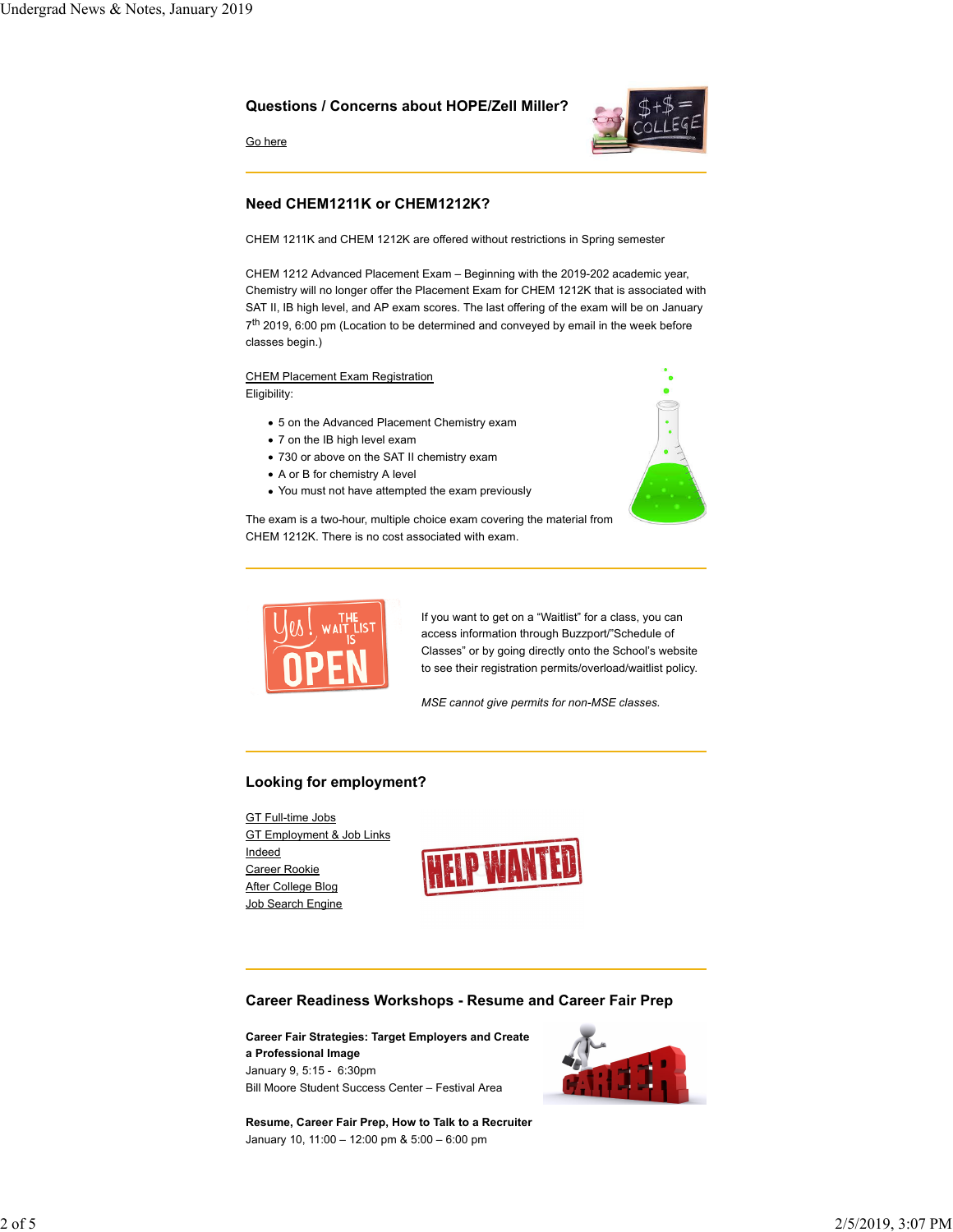### Questions / Concerns about HOPE/Zell Miller?

Go here

---

### Need CHEM1211K or CHEM1212K?

CHEM 1211K and CHEM 1212K are offered without restrictions in Spring semester

CHEM 1212 Advanced Placement Exam – Beginning with the 2019-202 academic year, Chemistry will no longer offer the Placement Exam for CHEM 1212K that is associated with SAT II, IB high level, and AP exam scores. The last offering of the exam will be on January 7th 2019, 6:00 pm (Location to be determined and conveyed by email in the week before classes begin.)

CHEM Placement Exam Registration

Eligibility:

- 5 on the Advanced Placement Chemistry exam
- 7 on the IB high level exam
- 730 or above on the SAT II chemistry exam
- A or B for chemistry A level
- You must not have attempted the exam previously

The exam is a two-hour, multiple choice exam covering the material from CHEM 1212K. There is no cost associated with exam.

---

If you want to get on a "Waitlist" for a class, you can access information through Buzzport/"Schedule of Classes" or by going directly onto the School's website to see their registration permits/overload/waitlist policy.

*MSE cannot give permits for non-MSE classes.*

---

### Looking for employment?

GT Full-time Jobs  
GT Employment & Job Links  
Indeed  
Career Rookie  
After College Blog  
Job Search Engine

---

### Career Readiness Workshops - Resume and Career Fair Prep

**Career Fair Strategies: Target Employers and Create a Professional Image**  
January 9, 5:15 - 6:30pm  
Bill Moore Student Success Center – Festival Area

**Resume, Career Fair Prep, How to Talk to a Recruiter**  
January 10, 11:00 – 12:00 pm & 5:00 – 6:00 pm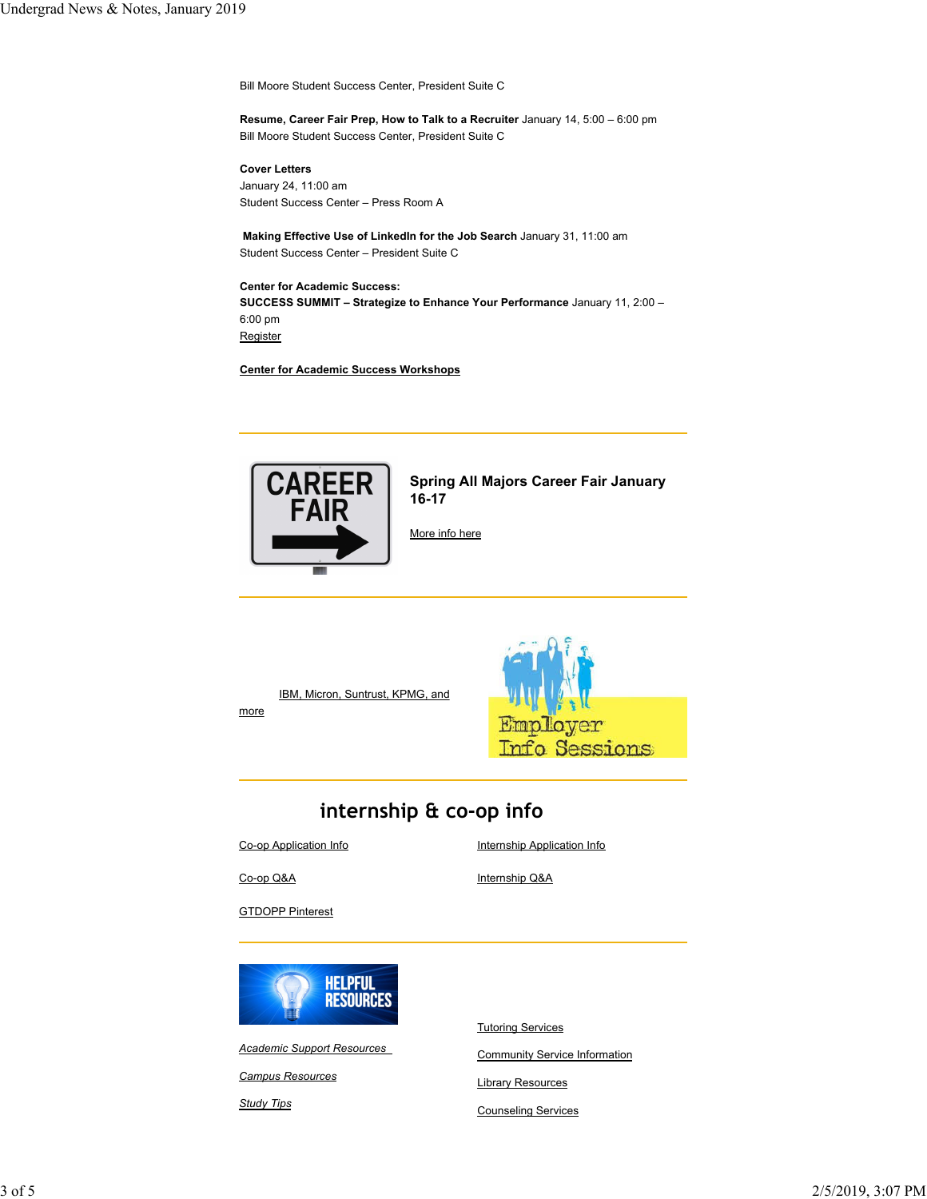Bill Moore Student Success Center, President Suite C

**Resume, Career Fair Prep, How to Talk to a Recruiter** January 14, 5:00 – 6:00 pm
Bill Moore Student Success Center, President Suite C

**Cover Letters**
January 24, 11:00 am
Student Success Center – Press Room A

**Making Effective Use of LinkedIn for the Job Search** January 31, 11:00 am
Student Success Center – President Suite C

**Center for Academic Success:**
**SUCCESS SUMMIT – Strategize to Enhance Your Performance** January 11, 2:00 – 6:00 pm
Register

**Center for Academic Success Workshops**

---

CAREER FAIR

## Spring All Majors Career Fair January 16-17

More info here

---

IBM, Micron, Suntrust, KPMG, and more

Employer Info Sessions

---

## internship & co-op info

Co-op Application Info

Co-op Q&A

GTDOPP Pinterest

Internship Application Info

Internship Q&A

---

HELPFUL RESOURCES

*Academic Support Resources*

*Campus Resources*

*Study Tips*

Tutoring Services

Community Service Information

Library Resources

Counseling Services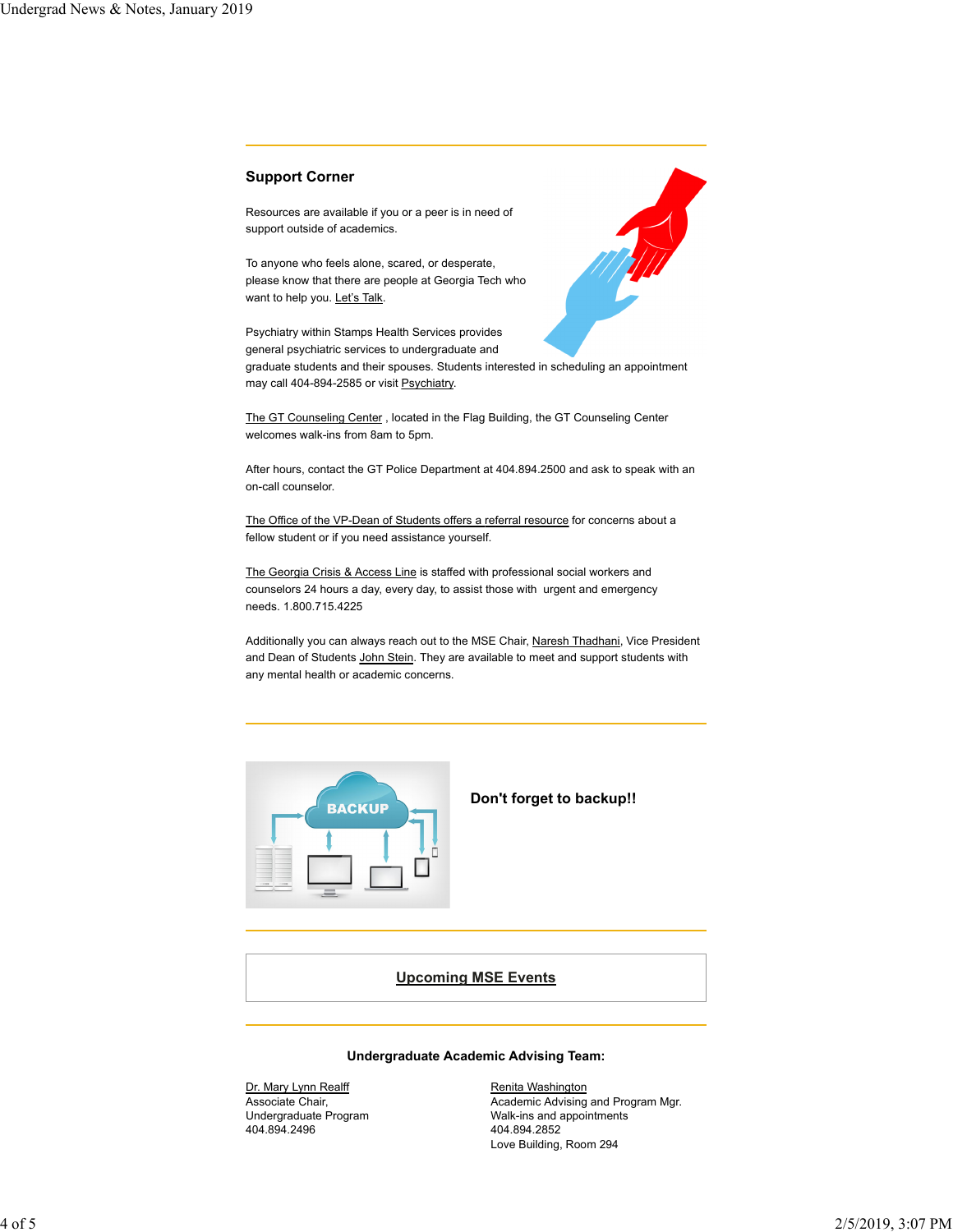## Support Corner

Resources are available if you or a peer is in need of support outside of academics.

To anyone who feels alone, scared, or desperate, please know that there are people at Georgia Tech who want to help you. Let's Talk.

Psychiatry within Stamps Health Services provides general psychiatric services to undergraduate and graduate students and their spouses. Students interested in scheduling an appointment may call 404-894-2585 or visit Psychiatry.

The GT Counseling Center , located in the Flag Building, the GT Counseling Center welcomes walk-ins from 8am to 5pm.

After hours, contact the GT Police Department at 404.894.2500 and ask to speak with an on-call counselor.

The Office of the VP-Dean of Students offers a referral resource for concerns about a fellow student or if you need assistance yourself.

The Georgia Crisis & Access Line is staffed with professional social workers and counselors 24 hours a day, every day, to assist those with urgent and emergency needs. 1.800.715.4225

Additionally you can always reach out to the MSE Chair, Naresh Thadhani, Vice President and Dean of Students John Stein. They are available to meet and support students with any mental health or academic concerns.

---

**Don't forget to backup!!**

---

**Upcoming MSE Events**

---

**Undergraduate Academic Advising Team:**

Dr. Mary Lynn Realff
Associate Chair,
Undergraduate Program
404.894.2496

Renita Washington
Academic Advising and Program Mgr.
Walk-ins and appointments
404.894.2852
Love Building, Room 294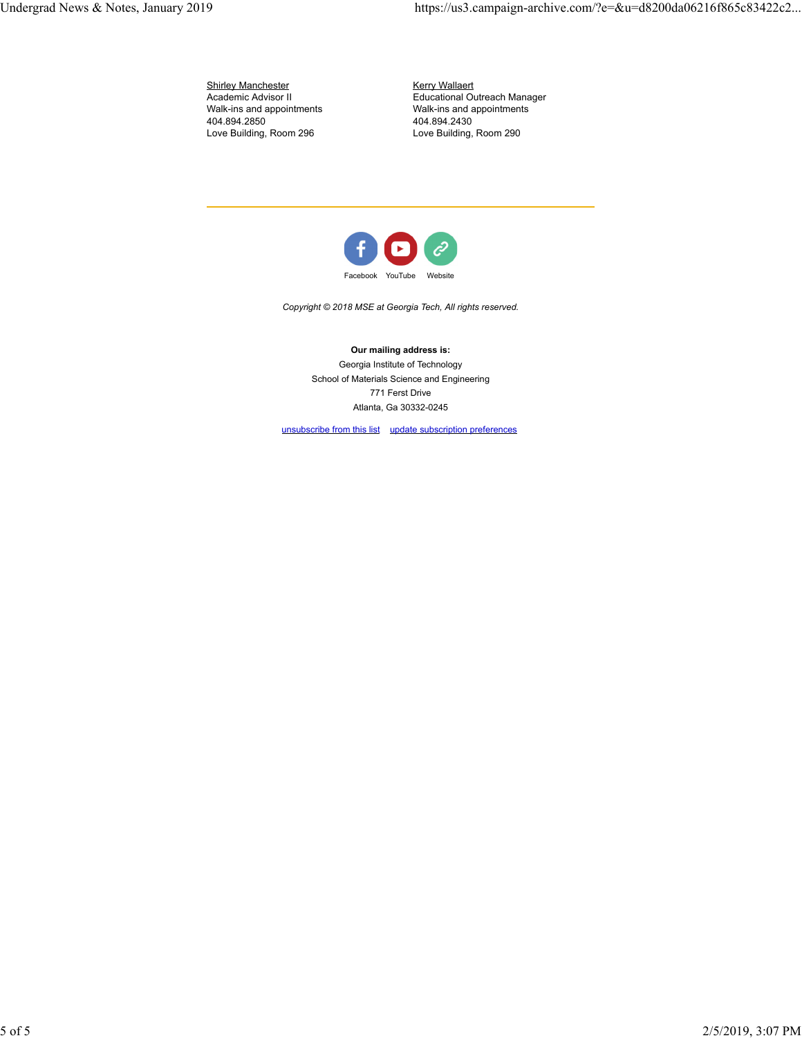Shirley Manchester
Academic Advisor II
Walk-ins and appointments
404.894.2850
Love Building, Room 296

Kerry Wallaert
Educational Outreach Manager
Walk-ins and appointments
404.894.2430
Love Building, Room 290

---

Facebook YouTube Website

*Copyright © 2018 MSE at Georgia Tech, All rights reserved.*

**Our mailing address is:**
Georgia Institute of Technology
School of Materials Science and Engineering
771 Ferst Drive
Atlanta, Ga 30332-0245

unsubscribe from this list    update subscription preferences